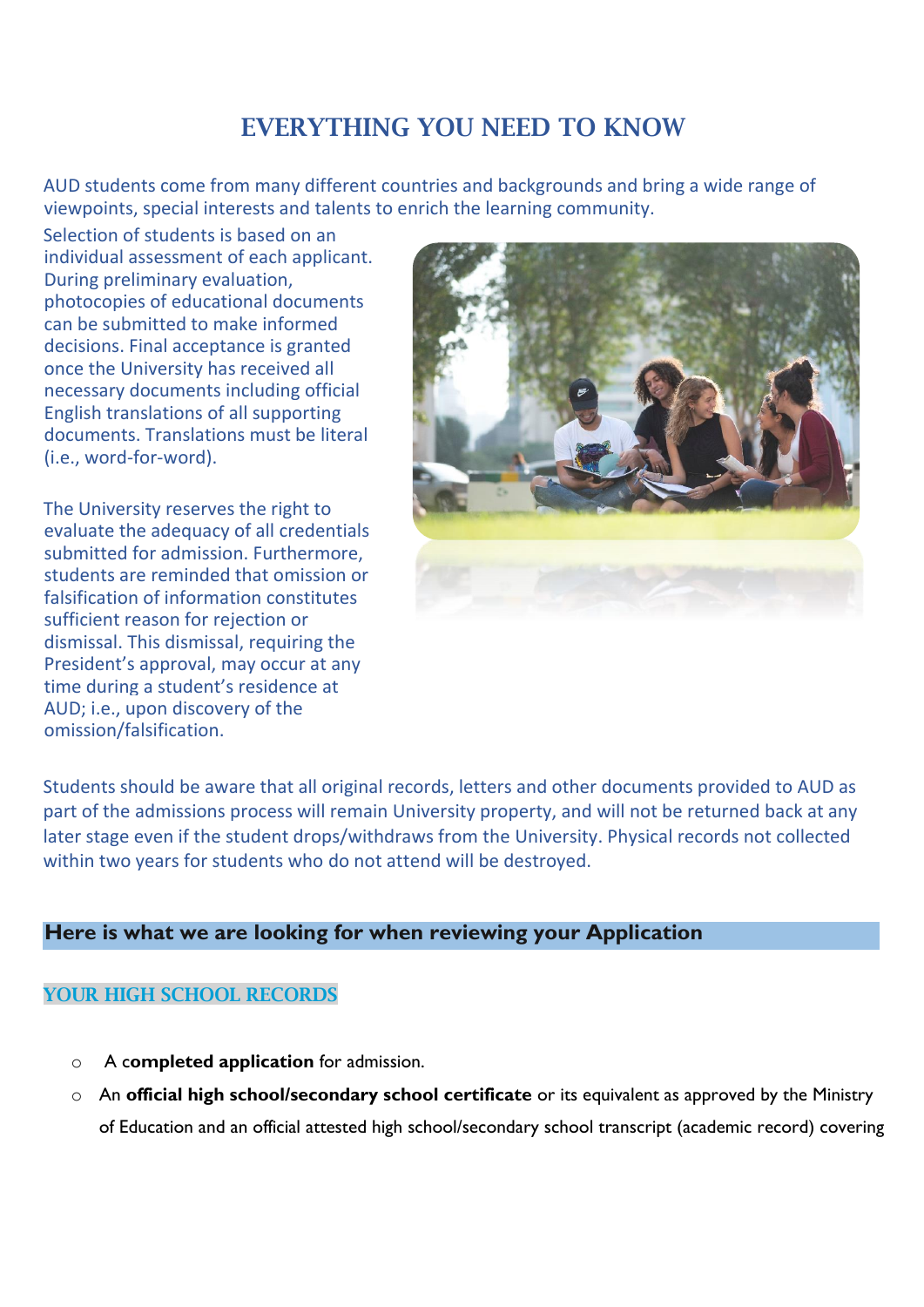# EVERYTHING YOU NEED TO KNOW

AUD students come from many different countries and backgrounds and bring a wide range of viewpoints, special interests and talents to enrich the learning community.

Selection of students is based on an individual assessment of each applicant. During preliminary evaluation, photocopies of educational documents can be submitted to make informed decisions. Final acceptance is granted once the University has received all necessary documents including official English translations of all supporting documents. Translations must be literal (i.e., word-for-word).

The University reserves the right to evaluate the adequacy of all credentials submitted for admission. Furthermore, students are reminded that omission or falsification of information constitutes sufficient reason for rejection or dismissal. This dismissal, requiring the President's approval, may occur at any time during a student's residence at AUD; i.e., upon discovery of the omission/falsification.

Students should be aware that all original records, letters and other documents provided to AUD as part of the admissions process will remain University property, and will not be returned back at any later stage even if the student drops/withdraws from the University. Physical records not collected within two years for students who do not attend will be destroyed.

## Here is what we are looking for when reviewing your Application

### YOUR HIGH SCHOOL RECORDS

- A **completed application** for admission.
- An **official high school/secondary school certificate** or its equivalent as approved by the Ministry of Education and an official attested high school/secondary school transcript (academic record) covering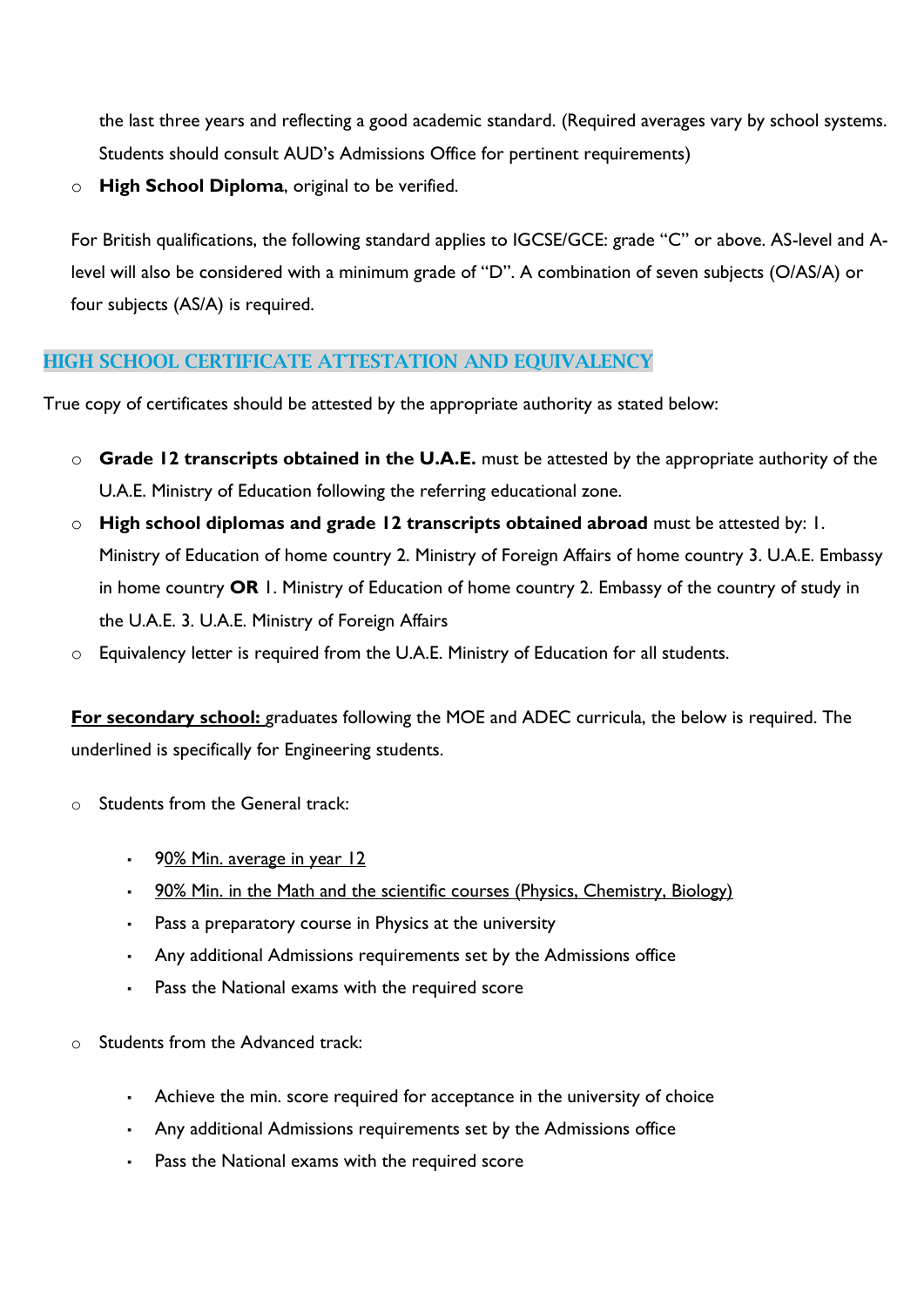the last three years and reflecting a good academic standard. (Required averages vary by school systems. Students should consult AUD's Admissions Office for pertinent requirements)

- **High School Diploma**, original to be verified.

For British qualifications, the following standard applies to IGCSE/GCE: grade "C" or above. AS-level and A-level will also be considered with a minimum grade of "D". A combination of seven subjects (O/AS/A) or four subjects (AS/A) is required.

## HIGH SCHOOL CERTIFICATE ATTESTATION AND EQUIVALENCY

True copy of certificates should be attested by the appropriate authority as stated below:

- **Grade 12 transcripts obtained in the U.A.E.** must be attested by the appropriate authority of the U.A.E. Ministry of Education following the referring educational zone.
- **High school diplomas and grade 12 transcripts obtained abroad** must be attested by: 1. Ministry of Education of home country 2. Ministry of Foreign Affairs of home country 3. U.A.E. Embassy in home country **OR** 1. Ministry of Education of home country 2. Embassy of the country of study in the U.A.E. 3. U.A.E. Ministry of Foreign Affairs
- Equivalency letter is required from the U.A.E. Ministry of Education for all students.

<u>**For secondary school:**</u> graduates following the MOE and ADEC curricula, the below is required. The underlined is specifically for Engineering students.

- Students from the General track:
  - 9<u>0% Min. average in year 12</u>
  - <u>90% Min. in the Math and the scientific courses (Physics, Chemistry, Biology)</u>
  - Pass a preparatory course in Physics at the university
  - Any additional Admissions requirements set by the Admissions office
  - Pass the National exams with the required score
- Students from the Advanced track:
  - Achieve the min. score required for acceptance in the university of choice
  - Any additional Admissions requirements set by the Admissions office
  - Pass the National exams with the required score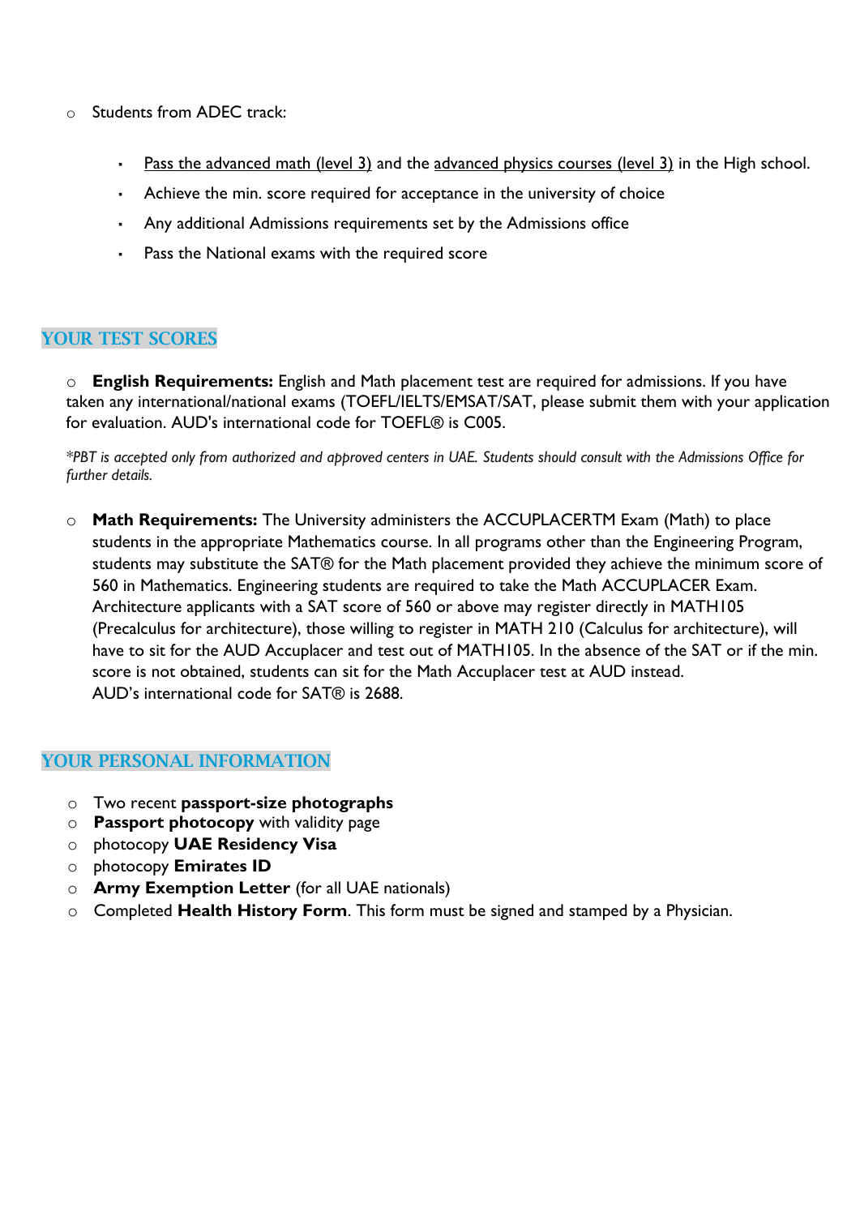- Students from ADEC track:

  - Pass the advanced math (level 3) and the advanced physics courses (level 3) in the High school.
  - Achieve the min. score required for acceptance in the university of choice
  - Any additional Admissions requirements set by the Admissions office
  - Pass the National exams with the required score

## YOUR TEST SCORES

- **English Requirements:** English and Math placement test are required for admissions. If you have taken any international/national exams (TOEFL/IELTS/EMSAT/SAT, please submit them with your application for evaluation. AUD's international code for TOEFL® is C005.

*\*PBT is accepted only from authorized and approved centers in UAE. Students should consult with the Admissions Office for further details.*

- **Math Requirements:** The University administers the ACCUPLACERTM Exam (Math) to place students in the appropriate Mathematics course. In all programs other than the Engineering Program, students may substitute the SAT® for the Math placement provided they achieve the minimum score of 560 in Mathematics. Engineering students are required to take the Math ACCUPLACER Exam. Architecture applicants with a SAT score of 560 or above may register directly in MATH105 (Precalculus for architecture), those willing to register in MATH 210 (Calculus for architecture), will have to sit for the AUD Accuplacer and test out of MATH105. In the absence of the SAT or if the min. score is not obtained, students can sit for the Math Accuplacer test at AUD instead.
  AUD's international code for SAT® is 2688.

## YOUR PERSONAL INFORMATION

- Two recent **passport-size photographs**
- **Passport photocopy** with validity page
- photocopy **UAE Residency Visa**
- photocopy **Emirates ID**
- **Army Exemption Letter** (for all UAE nationals)
- Completed **Health History Form**. This form must be signed and stamped by a Physician.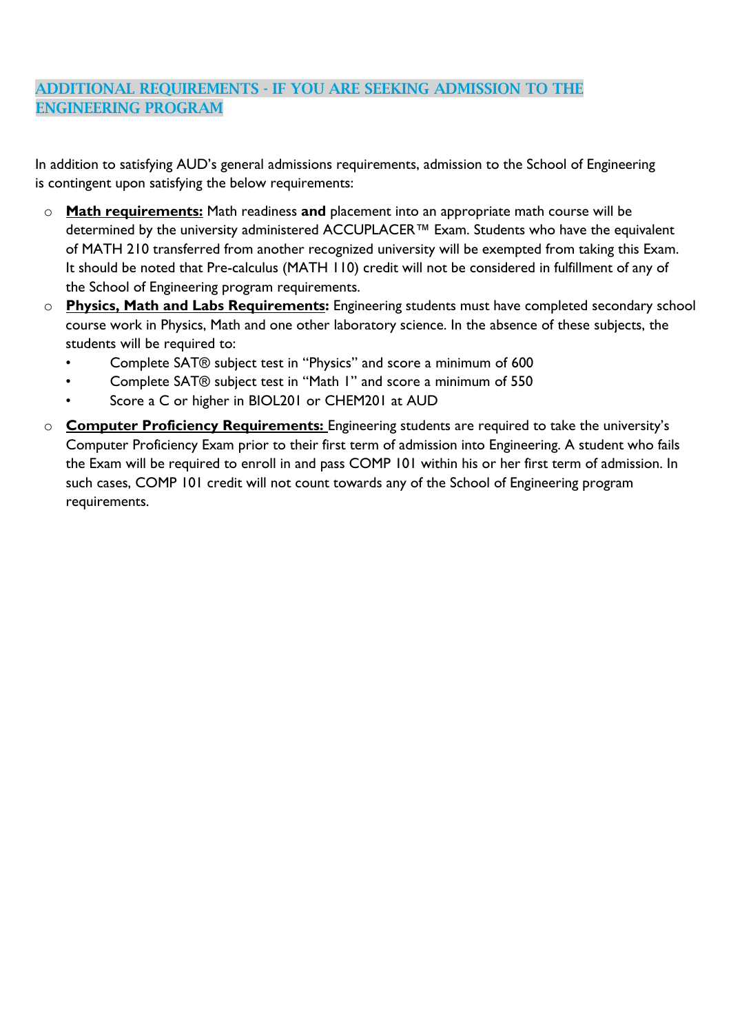## ADDITIONAL REQUIREMENTS - IF YOU ARE SEEKING ADMISSION TO THE ENGINEERING PROGRAM

In addition to satisfying AUD's general admissions requirements, admission to the School of Engineering is contingent upon satisfying the below requirements:

- **Math requirements:** Math readiness **and** placement into an appropriate math course will be determined by the university administered ACCUPLACER™ Exam. Students who have the equivalent of MATH 210 transferred from another recognized university will be exempted from taking this Exam. It should be noted that Pre-calculus (MATH 110) credit will not be considered in fulfillment of any of the School of Engineering program requirements.
- **Physics, Math and Labs Requirements:** Engineering students must have completed secondary school course work in Physics, Math and one other laboratory science. In the absence of these subjects, the students will be required to:
  - Complete SAT® subject test in "Physics" and score a minimum of 600
  - Complete SAT® subject test in "Math 1" and score a minimum of 550
  - Score a C or higher in BIOL201 or CHEM201 at AUD
- **Computer Proficiency Requirements:** Engineering students are required to take the university's Computer Proficiency Exam prior to their first term of admission into Engineering. A student who fails the Exam will be required to enroll in and pass COMP 101 within his or her first term of admission. In such cases, COMP 101 credit will not count towards any of the School of Engineering program requirements.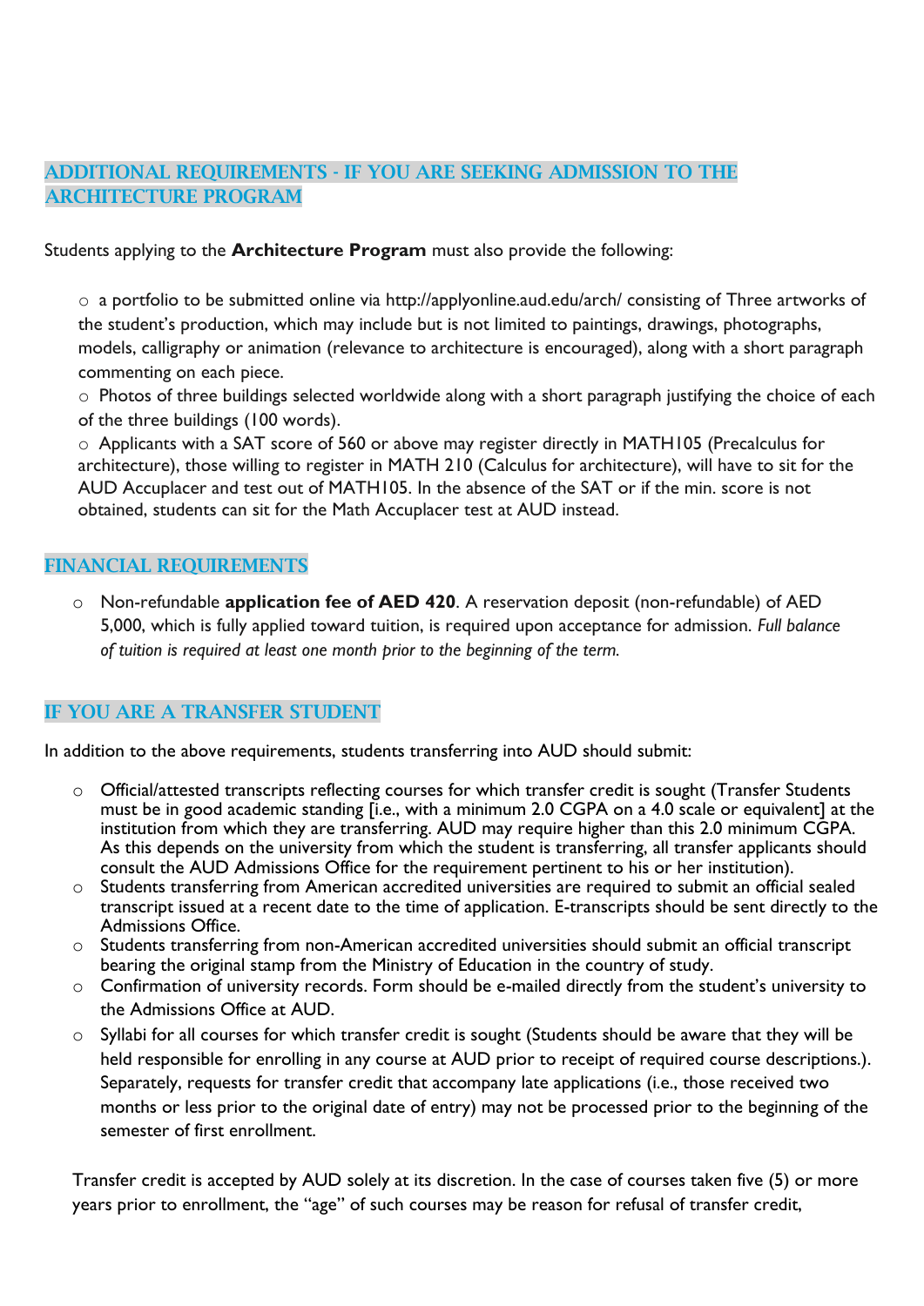## ADDITIONAL REQUIREMENTS - IF YOU ARE SEEKING ADMISSION TO THE ARCHITECTURE PROGRAM

Students applying to the **Architecture Program** must also provide the following:

- a portfolio to be submitted online via http://applyonline.aud.edu/arch/ consisting of Three artworks of the student's production, which may include but is not limited to paintings, drawings, photographs, models, calligraphy or animation (relevance to architecture is encouraged), along with a short paragraph commenting on each piece.
- Photos of three buildings selected worldwide along with a short paragraph justifying the choice of each of the three buildings (100 words).
- Applicants with a SAT score of 560 or above may register directly in MATH105 (Precalculus for architecture), those willing to register in MATH 210 (Calculus for architecture), will have to sit for the AUD Accuplacer and test out of MATH105. In the absence of the SAT or if the min. score is not obtained, students can sit for the Math Accuplacer test at AUD instead.

## FINANCIAL REQUIREMENTS

- Non-refundable **application fee of AED 420**. A reservation deposit (non-refundable) of AED 5,000, which is fully applied toward tuition, is required upon acceptance for admission. *Full balance of tuition is required at least one month prior to the beginning of the term.*

## IF YOU ARE A TRANSFER STUDENT

In addition to the above requirements, students transferring into AUD should submit:

- Official/attested transcripts reflecting courses for which transfer credit is sought (Transfer Students must be in good academic standing [i.e., with a minimum 2.0 CGPA on a 4.0 scale or equivalent] at the institution from which they are transferring. AUD may require higher than this 2.0 minimum CGPA. As this depends on the university from which the student is transferring, all transfer applicants should consult the AUD Admissions Office for the requirement pertinent to his or her institution).
- Students transferring from American accredited universities are required to submit an official sealed transcript issued at a recent date to the time of application. E-transcripts should be sent directly to the Admissions Office.
- Students transferring from non-American accredited universities should submit an official transcript bearing the original stamp from the Ministry of Education in the country of study.
- Confirmation of university records. Form should be e-mailed directly from the student's university to the Admissions Office at AUD.
- Syllabi for all courses for which transfer credit is sought (Students should be aware that they will be held responsible for enrolling in any course at AUD prior to receipt of required course descriptions.). Separately, requests for transfer credit that accompany late applications (i.e., those received two months or less prior to the original date of entry) may not be processed prior to the beginning of the semester of first enrollment.

Transfer credit is accepted by AUD solely at its discretion. In the case of courses taken five (5) or more years prior to enrollment, the "age" of such courses may be reason for refusal of transfer credit,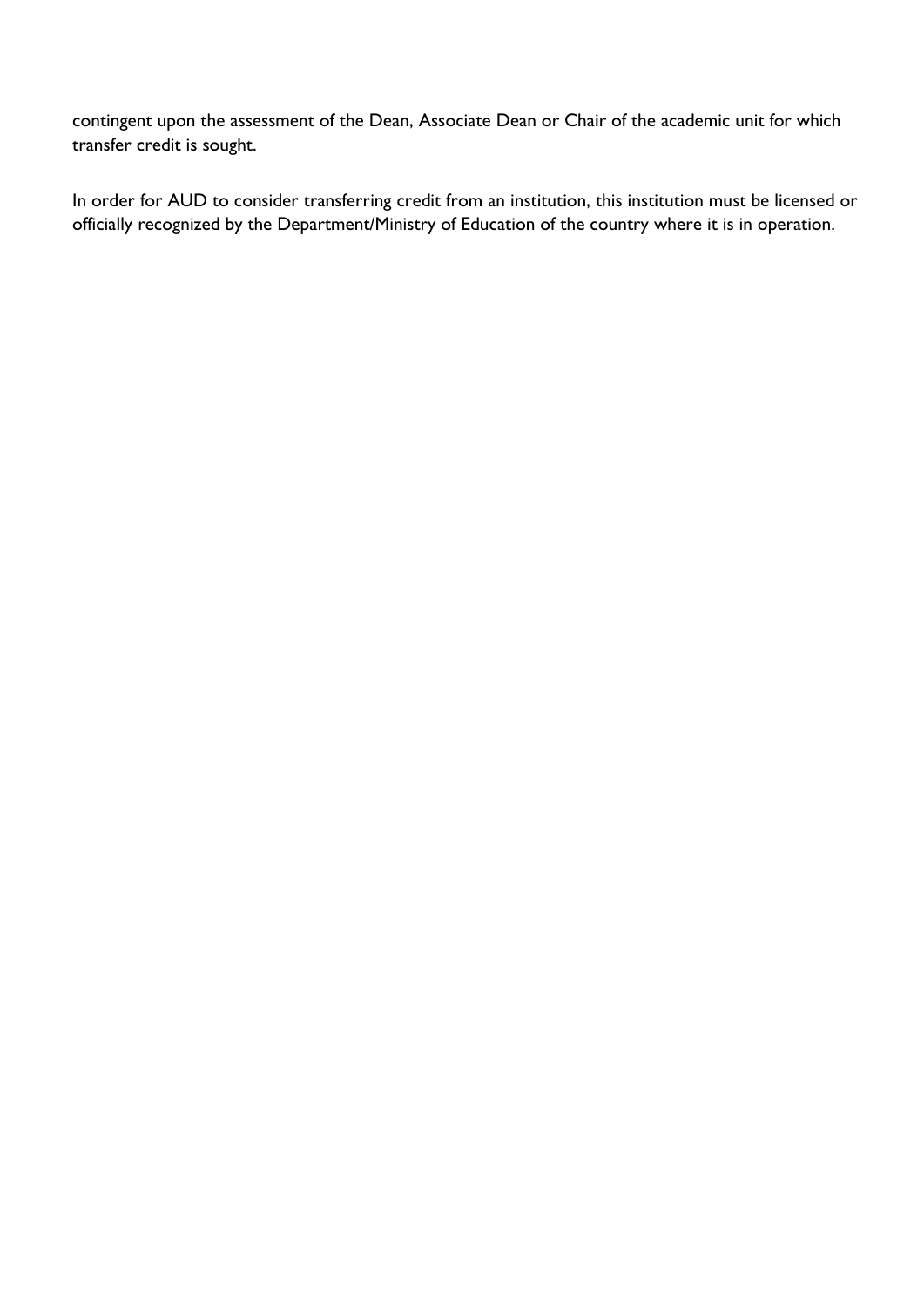contingent upon the assessment of the Dean, Associate Dean or Chair of the academic unit for which transfer credit is sought.

In order for AUD to consider transferring credit from an institution, this institution must be licensed or officially recognized by the Department/Ministry of Education of the country where it is in operation.